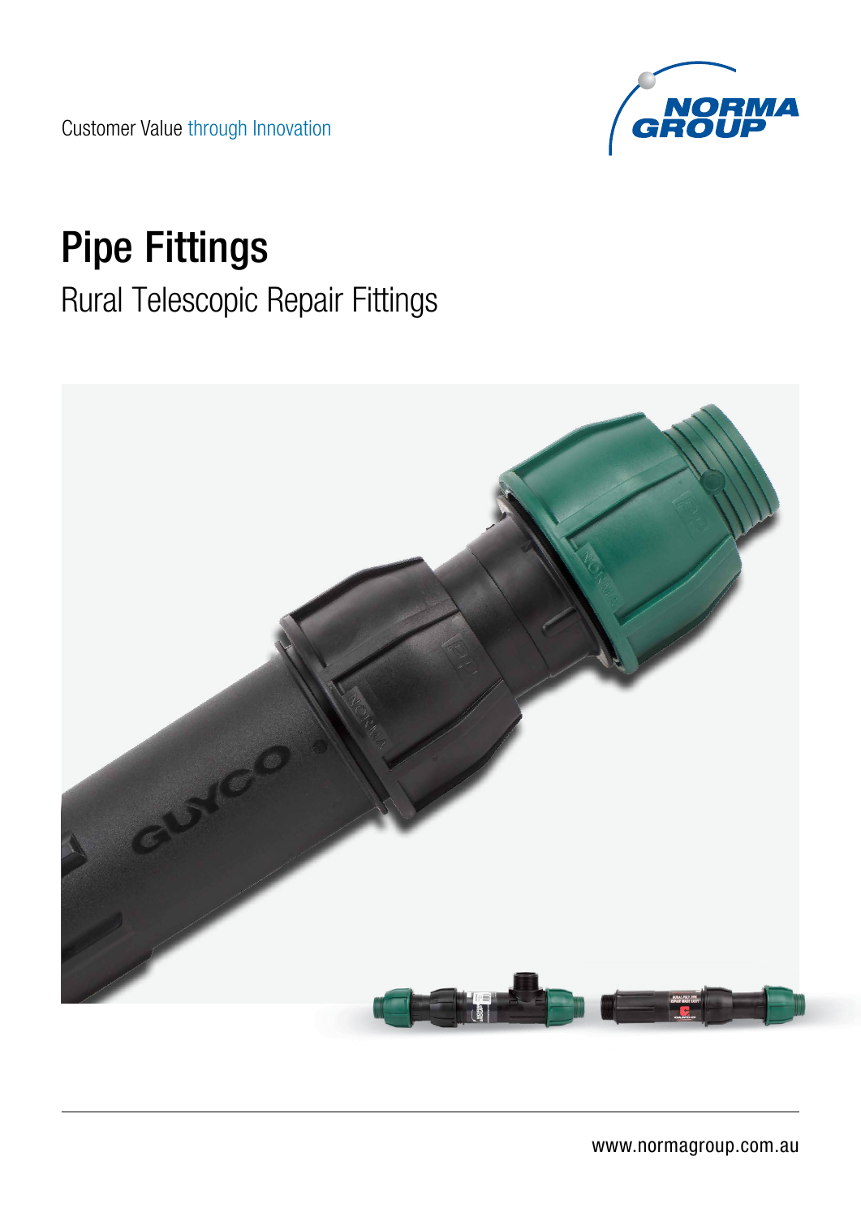Customer Value through Innovation

NORMA GROUP

# Pipe Fittings

## Rural Telescopic Repair Fittings

www.normagroup.com.au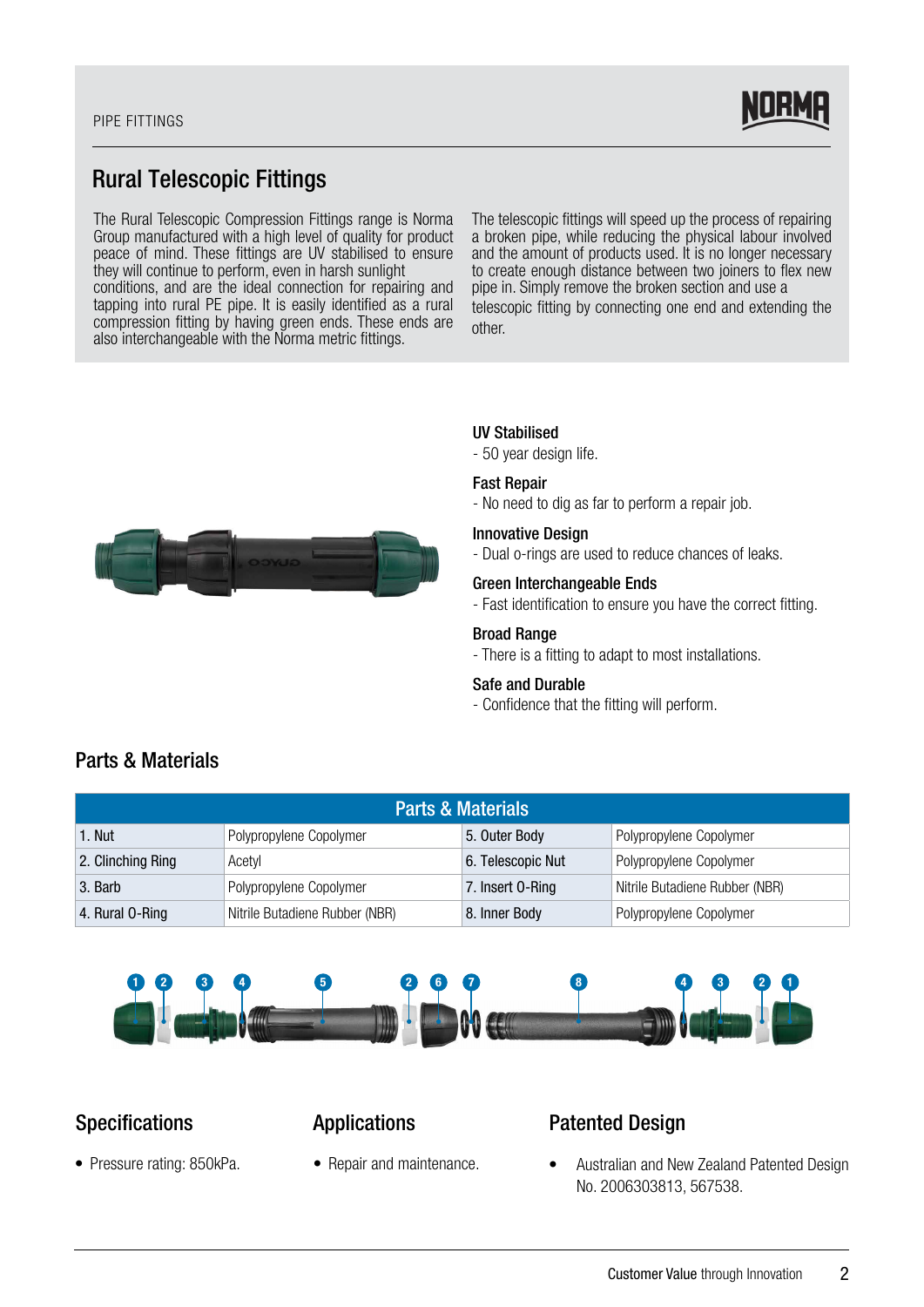PIPE FITTINGS

# Rural Telescopic Fittings

The Rural Telescopic Compression Fittings range is Norma Group manufactured with a high level of quality for product peace of mind. These fittings are UV stabilised to ensure they will continue to perform, even in harsh sunlight conditions, and are the ideal connection for repairing and tapping into rural PE pipe. It is easily identified as a rural compression fitting by having green ends. These ends are also interchangeable with the Norma metric fittings.

The telescopic fittings will speed up the process of repairing a broken pipe, while reducing the physical labour involved and the amount of products used. It is no longer necessary to create enough distance between two joiners to flex new pipe in. Simply remove the broken section and use a telescopic fitting by connecting one end and extending the other.

**UV Stabilised**
- 50 year design life.

**Fast Repair**
- No need to dig as far to perform a repair job.

**Innovative Design**
- Dual o-rings are used to reduce chances of leaks.

**Green Interchangeable Ends**
- Fast identification to ensure you have the correct fitting.

**Broad Range**
- There is a fitting to adapt to most installations.

**Safe and Durable**
- Confidence that the fitting will perform.

## Parts & Materials

| Parts & Materials | | | |
|---|---|---|---|
| 1. Nut | Polypropylene Copolymer | 5. Outer Body | Polypropylene Copolymer |
| 2. Clinching Ring | Acetyl | 6. Telescopic Nut | Polypropylene Copolymer |
| 3. Barb | Polypropylene Copolymer | 7. Insert O-Ring | Nitrile Butadiene Rubber (NBR) |
| 4. Rural O-Ring | Nitrile Butadiene Rubber (NBR) | 8. Inner Body | Polypropylene Copolymer |

## Specifications

- Pressure rating: 850kPa.

## Applications

- Repair and maintenance.

## Patented Design

- Australian and New Zealand Patented Design No. 2006303813, 567538.

Customer Value through Innovation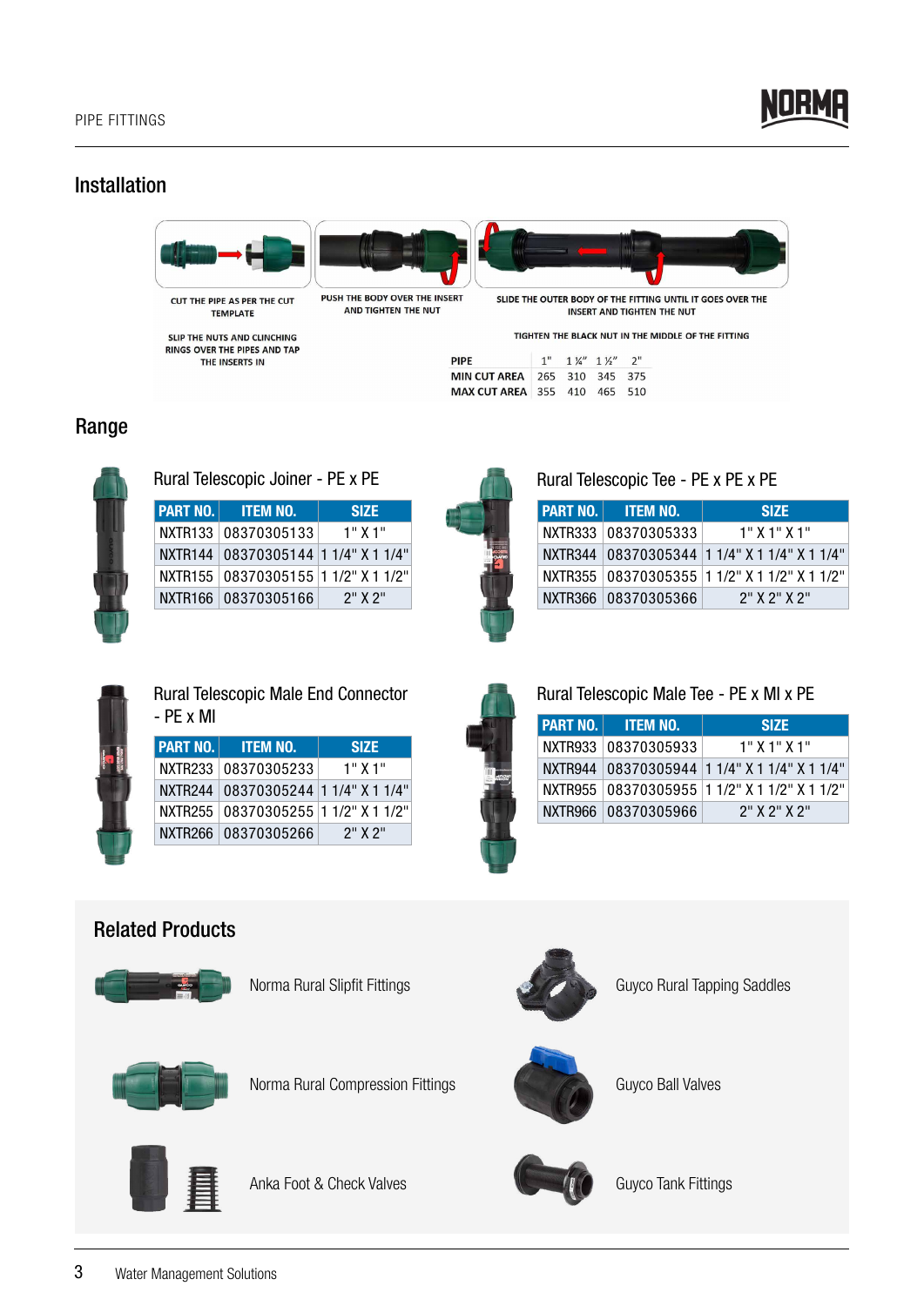## Installation

CUT THE PIPE AS PER THE CUT TEMPLATE

SLIP THE NUTS AND CLINCHING RINGS OVER THE PIPES AND TAP THE INSERTS IN

PUSH THE BODY OVER THE INSERT AND TIGHTEN THE NUT

SLIDE THE OUTER BODY OF THE FITTING UNTIL IT GOES OVER THE INSERT AND TIGHTEN THE NUT

TIGHTEN THE BLACK NUT IN THE MIDDLE OF THE FITTING

| PIPE | 1" | 1 ¼" | 1 ½" | 2" |
|---|---|---|---|---|
| MIN CUT AREA | 265 | 310 | 345 | 375 |
| MAX CUT AREA | 355 | 410 | 465 | 510 |

## Range

### Rural Telescopic Joiner - PE x PE

| PART NO. | ITEM NO. | SIZE |
|---|---|---|
| NXTR133 | 08370305133 | 1" X 1" |
| NXTR144 | 08370305144 | 1 1/4" X 1 1/4" |
| NXTR155 | 08370305155 | 1 1/2" X 1 1/2" |
| NXTR166 | 08370305166 | 2" X 2" |

### Rural Telescopic Tee - PE x PE x PE

| PART NO. | ITEM NO. | SIZE |
|---|---|---|
| NXTR333 | 08370305333 | 1" X 1" X 1" |
| NXTR344 | 08370305344 | 1 1/4" X 1 1/4" X 1 1/4" |
| NXTR355 | 08370305355 | 1 1/2" X 1 1/2" X 1 1/2" |
| NXTR366 | 08370305366 | 2" X 2" X 2" |

### Rural Telescopic Male End Connector - PE x MI

| PART NO. | ITEM NO. | SIZE |
|---|---|---|
| NXTR233 | 08370305233 | 1" X 1" |
| NXTR244 | 08370305244 | 1 1/4" X 1 1/4" |
| NXTR255 | 08370305255 | 1 1/2" X 1 1/2" |
| NXTR266 | 08370305266 | 2" X 2" |

### Rural Telescopic Male Tee - PE x MI x PE

| PART NO. | ITEM NO. | SIZE |
|---|---|---|
| NXTR933 | 08370305933 | 1" X 1" X 1" |
| NXTR944 | 08370305944 | 1 1/4" X 1 1/4" X 1 1/4" |
| NXTR955 | 08370305955 | 1 1/2" X 1 1/2" X 1 1/2" |
| NXTR966 | 08370305966 | 2" X 2" X 2" |

## Related Products

- Norma Rural Slipfit Fittings
- Guyco Rural Tapping Saddles
- Norma Rural Compression Fittings
- Guyco Ball Valves
- Anka Foot & Check Valves
- Guyco Tank Fittings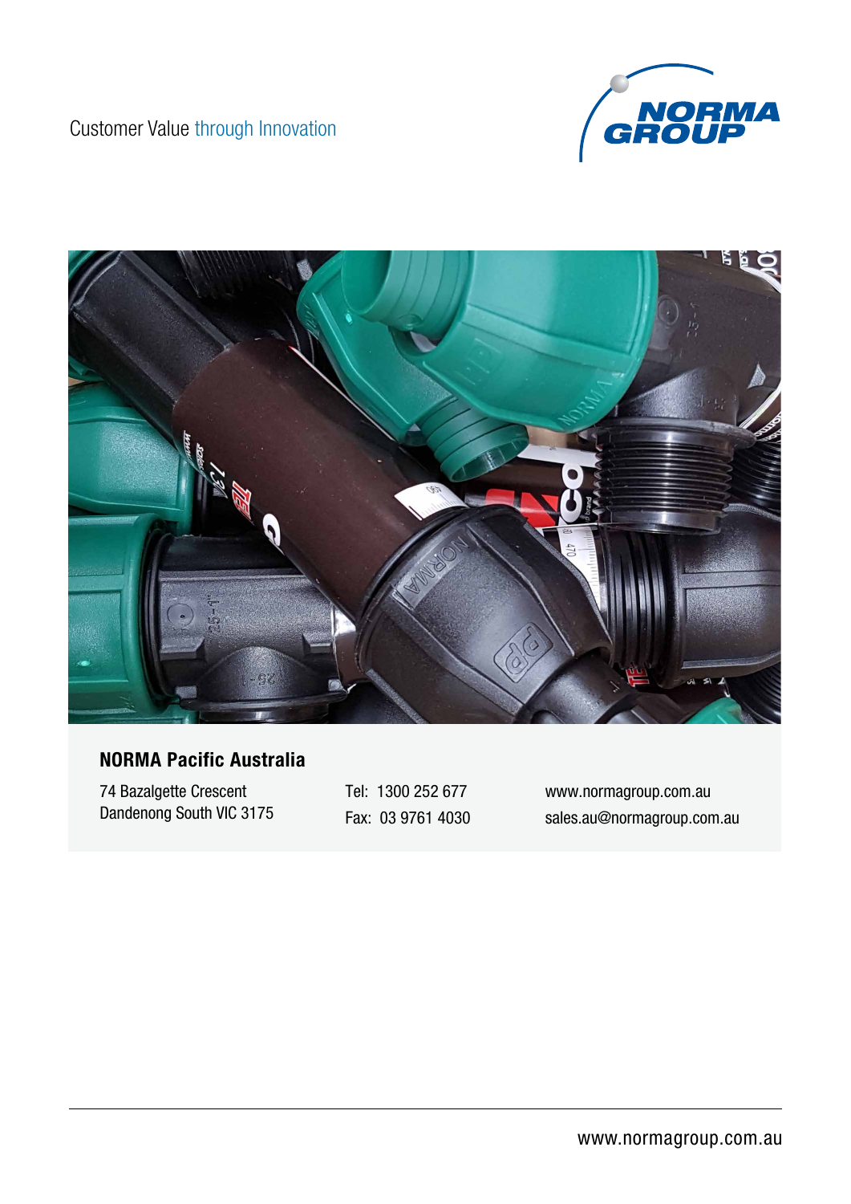Customer Value through Innovation

NORMA GROUP

## NORMA Pacific Australia

74 Bazalgette Crescent
Dandenong South VIC 3175

Tel: 1300 252 677
Fax: 03 9761 4030

www.normagroup.com.au
sales.au@normagroup.com.au

www.normagroup.com.au